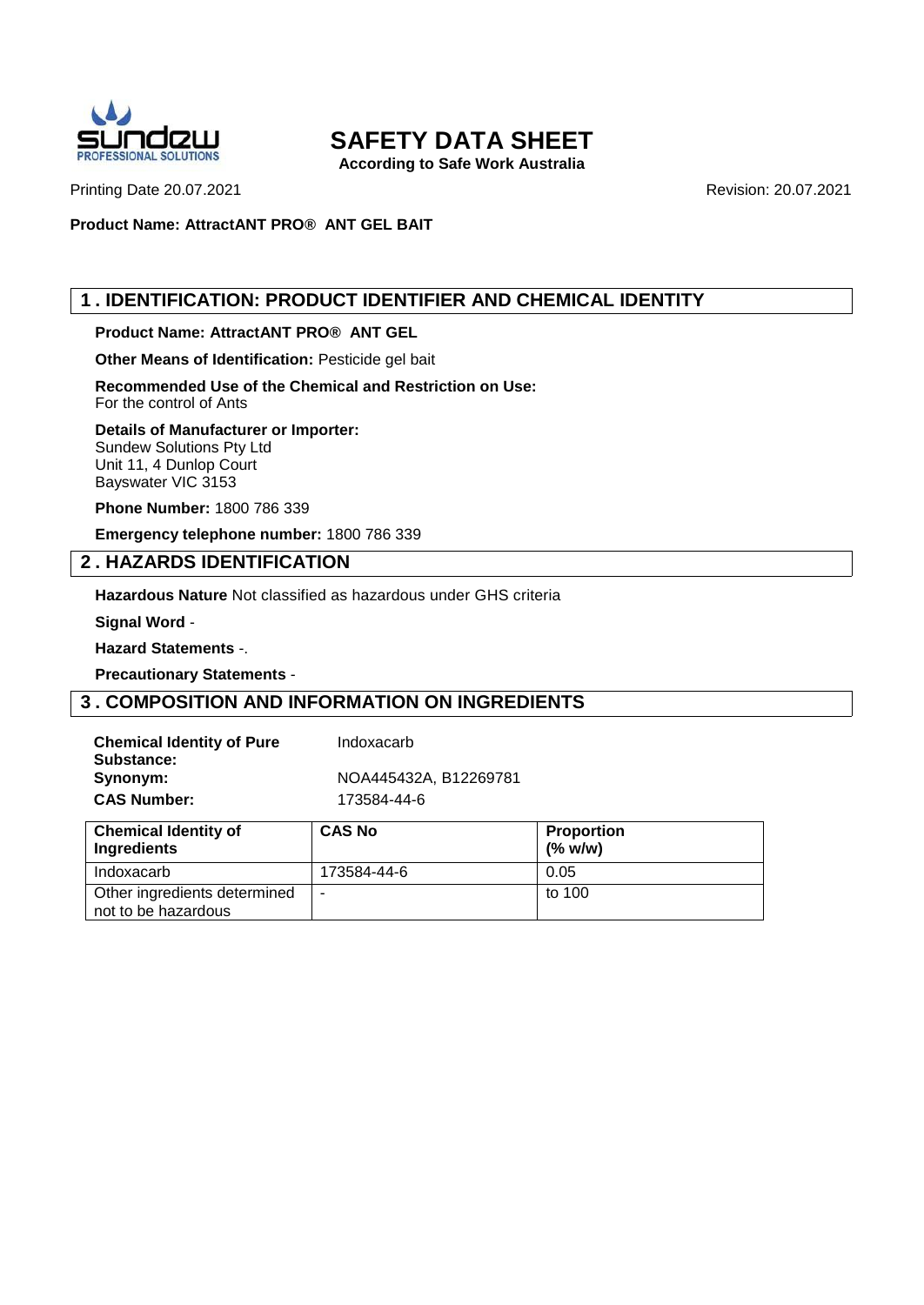# SAFETY DATA SHEET

**According to Safe Work Australia**

Printing Date 20.07.2021

Revision: 20.07.2021

**Product Name: AttractANT PRO® ANT GEL BAIT**

## 1 . IDENTIFICATION: PRODUCT IDENTIFIER AND CHEMICAL IDENTITY

**Product Name: AttractANT PRO® ANT GEL**

**Other Means of Identification:** Pesticide gel bait

**Recommended Use of the Chemical and Restriction on Use:**
For the control of Ants

**Details of Manufacturer or Importer:**
Sundew Solutions Pty Ltd
Unit 11, 4 Dunlop Court
Bayswater VIC 3153

**Phone Number:** 1800 786 339

**Emergency telephone number:** 1800 786 339

## 2 . HAZARDS IDENTIFICATION

**Hazardous Nature** Not classified as hazardous under GHS criteria

**Signal Word** -

**Hazard Statements** -.

**Precautionary Statements** -

## 3 . COMPOSITION AND INFORMATION ON INGREDIENTS

**Chemical Identity of Pure Substance:** Indoxacarb

**Synonym:** NOA445432A, B12269781

**CAS Number:** 173584-44-6

| Chemical Identity of Ingredients | CAS No | Proportion (% w/w) |
|---|---|---|
| Indoxacarb | 173584-44-6 | 0.05 |
| Other ingredients determined not to be hazardous | - | to 100 |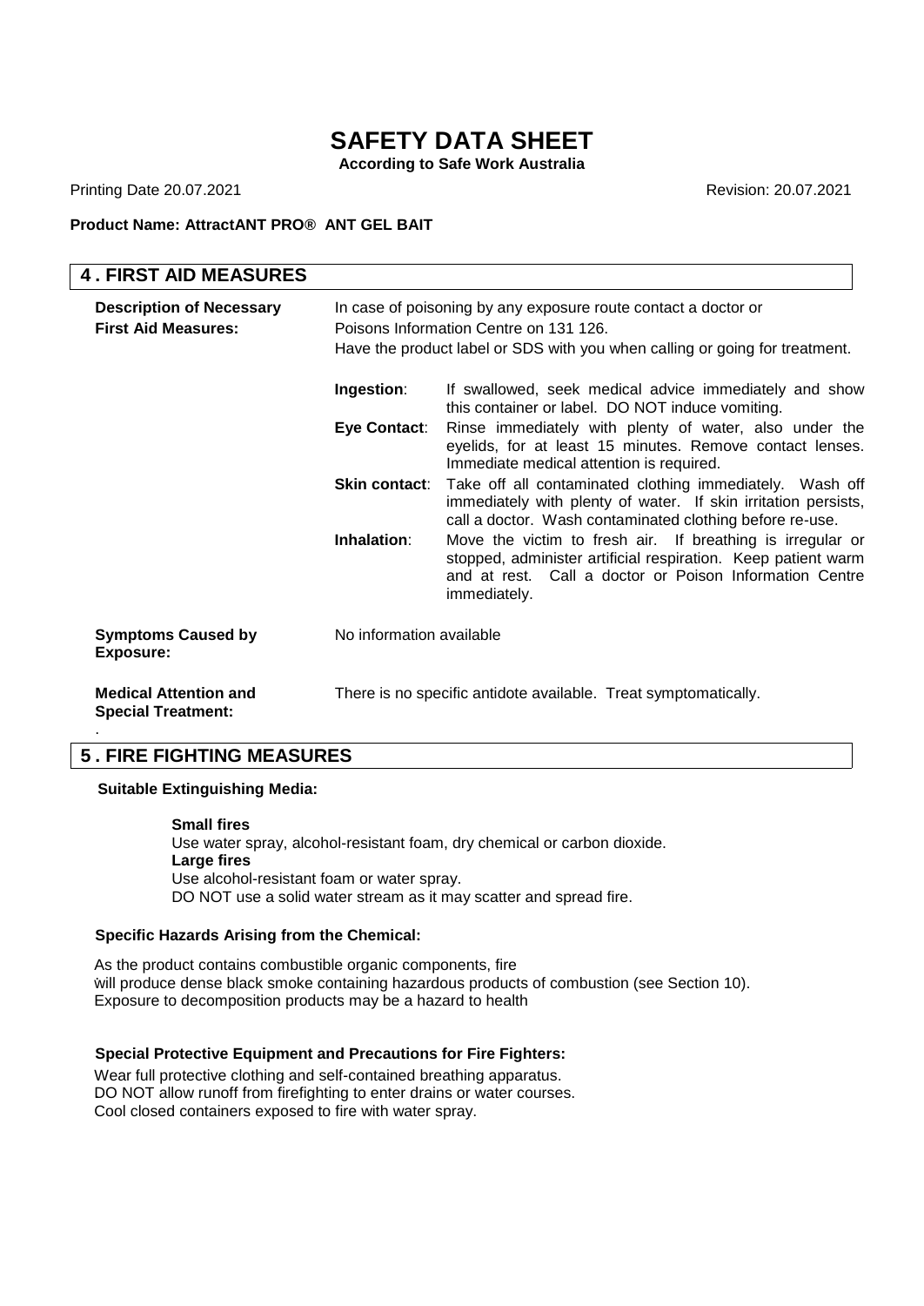# SAFETY DATA SHEET

**According to Safe Work Australia**

Printing Date 20.07.2021 Revision: 20.07.2021

**Product Name: AttractANT PRO® ANT GEL BAIT**

## 4 . FIRST AID MEASURES

**Description of Necessary First Aid Measures:**

In case of poisoning by any exposure route contact a doctor or Poisons Information Centre on 131 126.
Have the product label or SDS with you when calling or going for treatment.

**Ingestion**: If swallowed, seek medical advice immediately and show this container or label. DO NOT induce vomiting.

**Eye Contact**: Rinse immediately with plenty of water, also under the eyelids, for at least 15 minutes. Remove contact lenses. Immediate medical attention is required.

**Skin contact**: Take off all contaminated clothing immediately. Wash off immediately with plenty of water. If skin irritation persists, call a doctor. Wash contaminated clothing before re-use.

**Inhalation**: Move the victim to fresh air. If breathing is irregular or stopped, administer artificial respiration. Keep patient warm and at rest. Call a doctor or Poison Information Centre immediately.

**Symptoms Caused by Exposure:** No information available

**Medical Attention and Special Treatment:** There is no specific antidote available. Treat symptomatically.

## 5 . FIRE FIGHTING MEASURES

**Suitable Extinguishing Media:**

**Small fires**
Use water spray, alcohol-resistant foam, dry chemical or carbon dioxide.
**Large fires**
Use alcohol-resistant foam or water spray.
DO NOT use a solid water stream as it may scatter and spread fire.

**Specific Hazards Arising from the Chemical:**

As the product contains combustible organic components, fire will produce dense black smoke containing hazardous products of combustion (see Section 10).
Exposure to decomposition products may be a hazard to health

**Special Protective Equipment and Precautions for Fire Fighters:**

Wear full protective clothing and self-contained breathing apparatus.
DO NOT allow runoff from firefighting to enter drains or water courses.
Cool closed containers exposed to fire with water spray.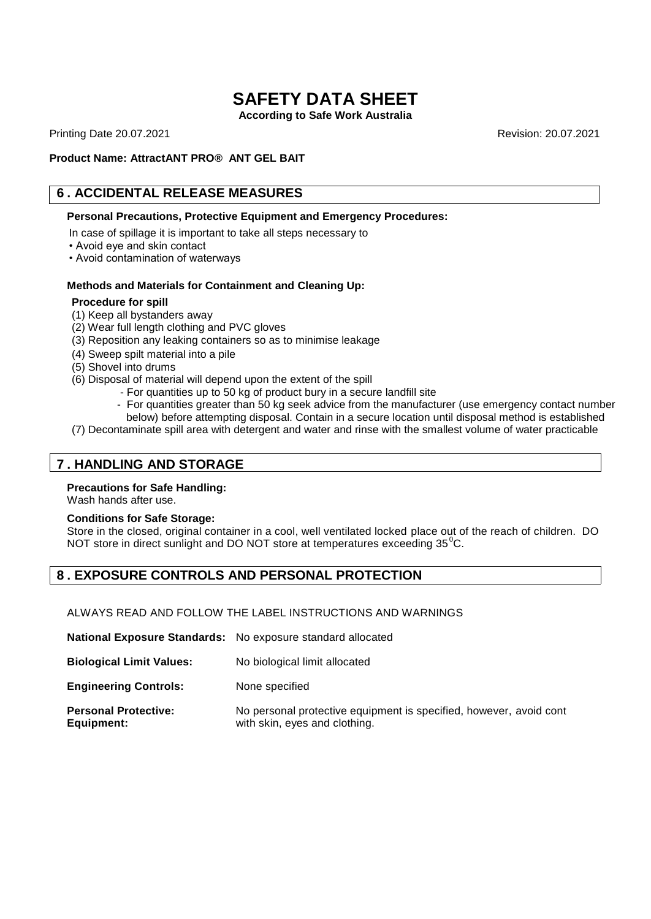# SAFETY DATA SHEET

**According to Safe Work Australia**

Printing Date 20.07.2021 Revision: 20.07.2021

**Product Name: AttractANT PRO® ANT GEL BAIT**

## 6 . ACCIDENTAL RELEASE MEASURES

**Personal Precautions, Protective Equipment and Emergency Procedures:**

In case of spillage it is important to take all steps necessary to

- Avoid eye and skin contact
- Avoid contamination of waterways

**Methods and Materials for Containment and Cleaning Up:**

**Procedure for spill**

(1) Keep all bystanders away
(2) Wear full length clothing and PVC gloves
(3) Reposition any leaking containers so as to minimise leakage
(4) Sweep spilt material into a pile
(5) Shovel into drums
(6) Disposal of material will depend upon the extent of the spill
  - For quantities up to 50 kg of product bury in a secure landfill site
  - For quantities greater than 50 kg seek advice from the manufacturer (use emergency contact number below) before attempting disposal. Contain in a secure location until disposal method is established
(7) Decontaminate spill area with detergent and water and rinse with the smallest volume of water practicable

## 7 . HANDLING AND STORAGE

**Precautions for Safe Handling:**
Wash hands after use.

**Conditions for Safe Storage:**
Store in the closed, original container in a cool, well ventilated locked place out of the reach of children. DO NOT store in direct sunlight and DO NOT store at temperatures exceeding 35$^{0}$C.

## 8 . EXPOSURE CONTROLS AND PERSONAL PROTECTION

ALWAYS READ AND FOLLOW THE LABEL INSTRUCTIONS AND WARNINGS

**National Exposure Standards:** No exposure standard allocated

**Biological Limit Values:** No biological limit allocated

**Engineering Controls:** None specified

**Personal Protective Equipment:** No personal protective equipment is specified, however, avoid cont with skin, eyes and clothing.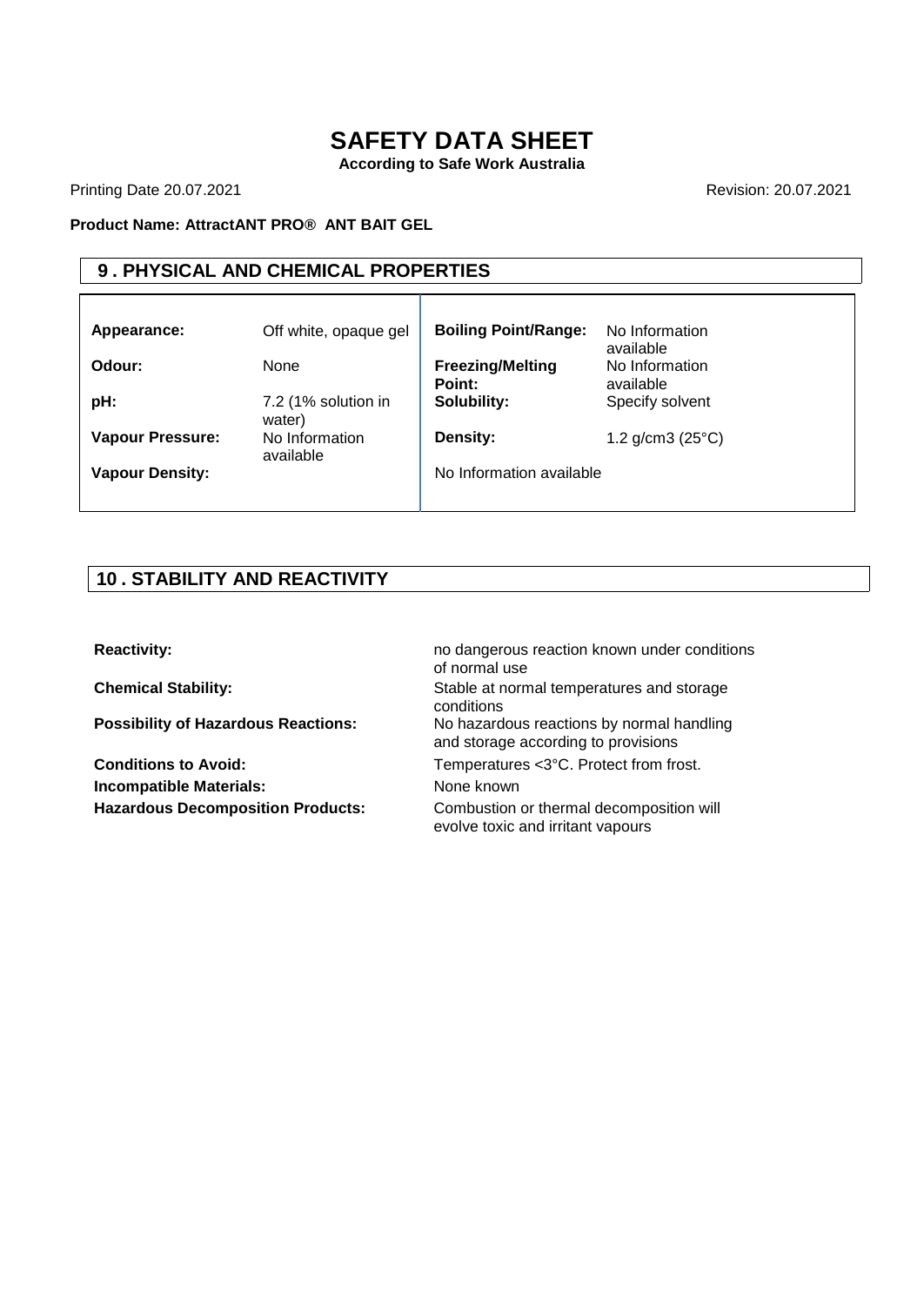# SAFETY DATA SHEET

**According to Safe Work Australia**

Printing Date 20.07.2021 Revision: 20.07.2021

**Product Name: AttractANT PRO® ANT BAIT GEL**

## 9 . PHYSICAL AND CHEMICAL PROPERTIES

| | | | |
|---|---|---|---|
| **Appearance:** | Off white, opaque gel | **Boiling Point/Range:** | No Information available |
| **Odour:** | None | **Freezing/Melting Point:** | No Information available |
| **pH:** | 7.2 (1% solution in water) | **Solubility:** | Specify solvent |
| **Vapour Pressure:** | No Information available | **Density:** | 1.2 g/cm3 (25°C) |
| **Vapour Density:** | | No Information available | |

## 10 . STABILITY AND REACTIVITY

| | |
|---|---|
| **Reactivity:** | no dangerous reaction known under conditions of normal use |
| **Chemical Stability:** | Stable at normal temperatures and storage conditions |
| **Possibility of Hazardous Reactions:** | No hazardous reactions by normal handling and storage according to provisions |
| **Conditions to Avoid:** | Temperatures <3°C. Protect from frost. |
| **Incompatible Materials:** | None known |
| **Hazardous Decomposition Products:** | Combustion or thermal decomposition will evolve toxic and irritant vapours |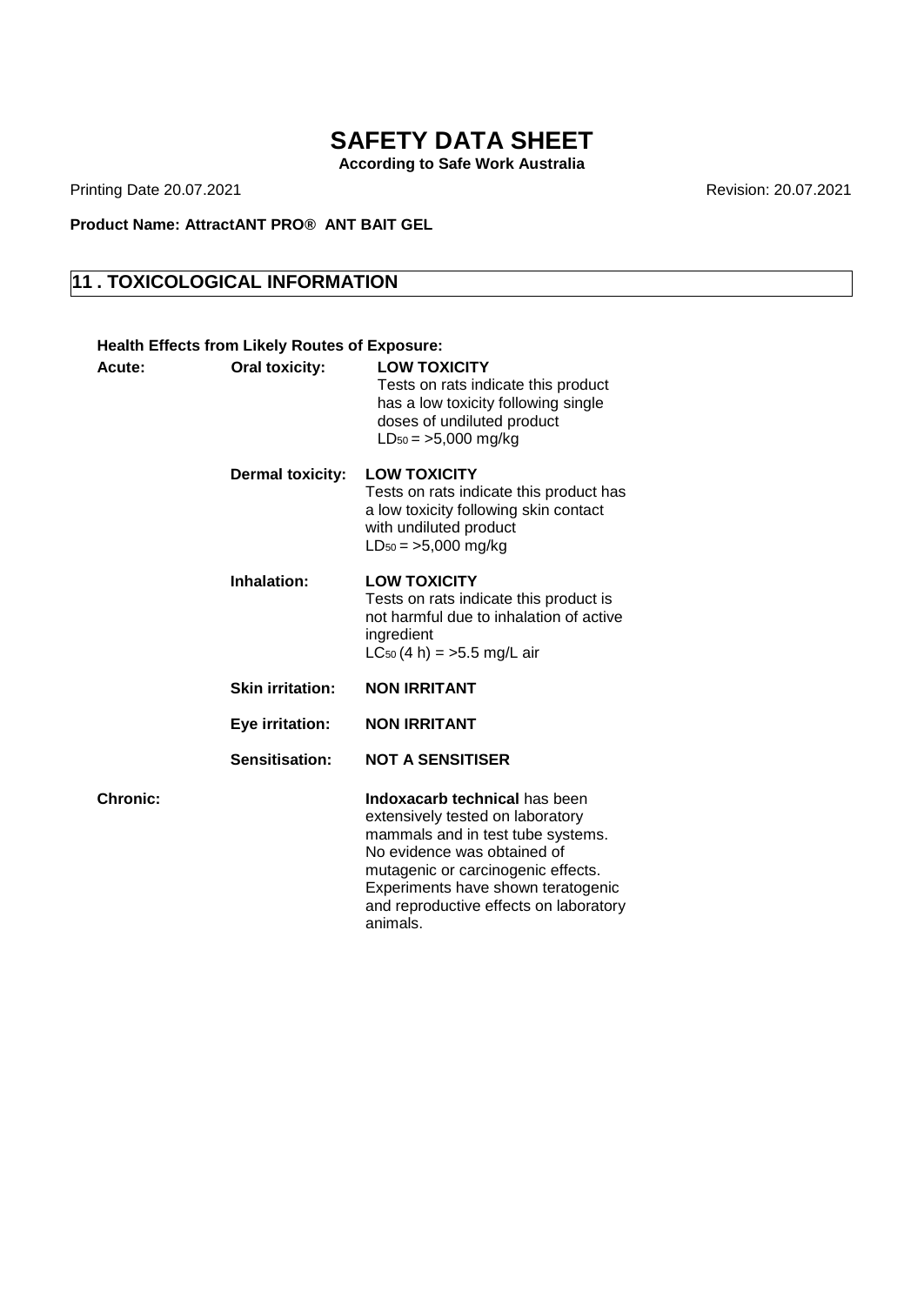# SAFETY DATA SHEET

**According to Safe Work Australia**

Printing Date 20.07.2021 | Revision: 20.07.2021

**Product Name: AttractANT PRO® ANT BAIT GEL**

## 11 . TOXICOLOGICAL INFORMATION

**Health Effects from Likely Routes of Exposure:**

| | | |
|---|---|---|
| **Acute:** | **Oral toxicity:** | **LOW TOXICITY** Tests on rats indicate this product has a low toxicity following single doses of undiluted product $LD_{50}$ = >5,000 mg/kg |
| | **Dermal toxicity:** | **LOW TOXICITY** Tests on rats indicate this product has a low toxicity following skin contact with undiluted product $LD_{50}$ = >5,000 mg/kg |
| | **Inhalation:** | **LOW TOXICITY** Tests on rats indicate this product is not harmful due to inhalation of active ingredient $LC_{50}$ (4 h) = >5.5 mg/L air |
| | **Skin irritation:** | **NON IRRITANT** |
| | **Eye irritation:** | **NON IRRITANT** |
| | **Sensitisation:** | **NOT A SENSITISER** |
| **Chronic:** | | **Indoxacarb technical** has been extensively tested on laboratory mammals and in test tube systems. No evidence was obtained of mutagenic or carcinogenic effects. Experiments have shown teratogenic and reproductive effects on laboratory animals. |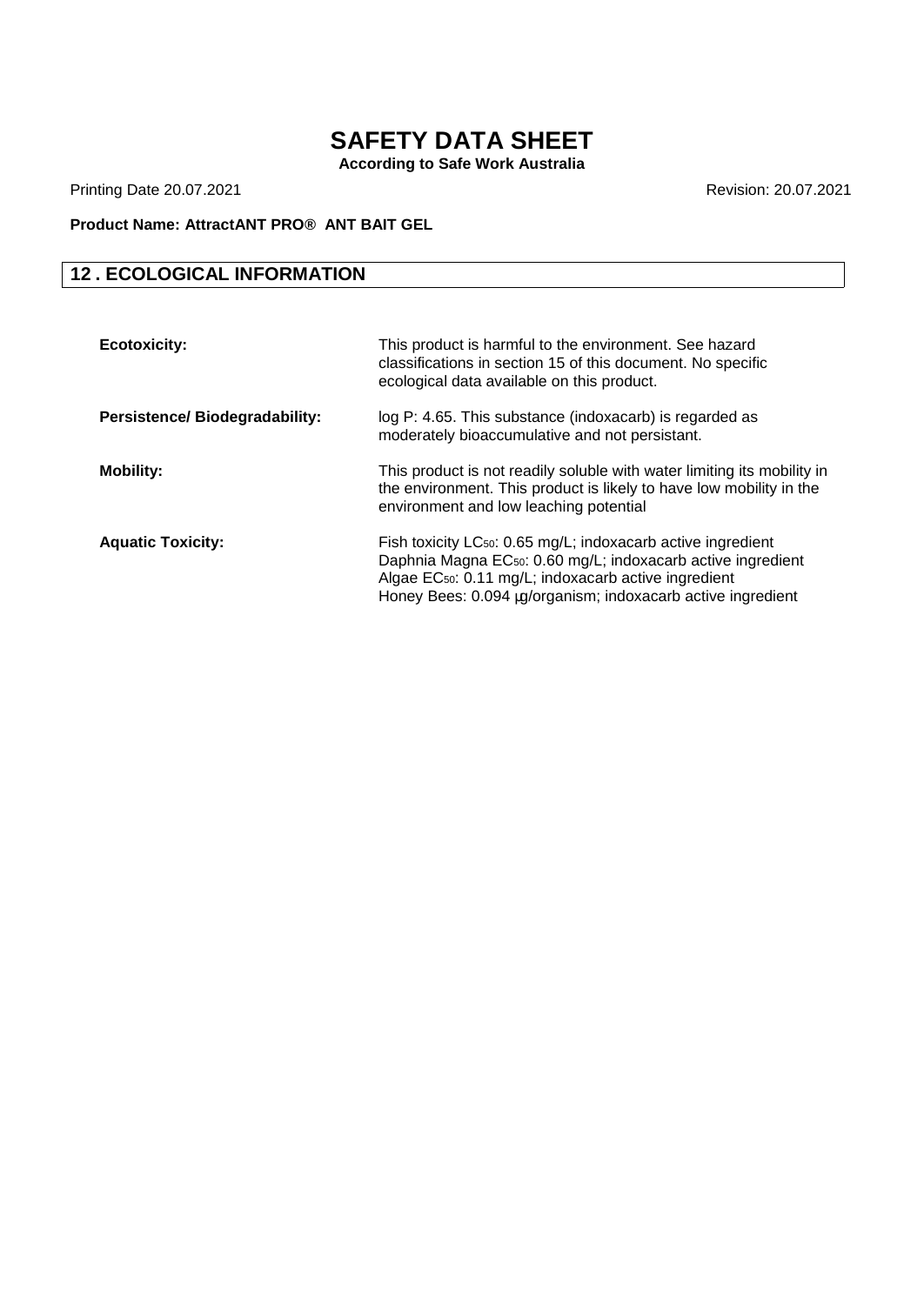## 12 . ECOLOGICAL INFORMATION

**Ecotoxicity:** This product is harmful to the environment. See hazard classifications in section 15 of this document. No specific ecological data available on this product.

**Persistence/ Biodegradability:** log P: 4.65. This substance (indoxacarb) is regarded as moderately bioaccumulative and not persistant.

**Mobility:** This product is not readily soluble with water limiting its mobility in the environment. This product is likely to have low mobility in the environment and low leaching potential

**Aquatic Toxicity:** Fish toxicity $LC_{50}$: 0.65 mg/L; indoxacarb active ingredient
Daphnia Magna $EC_{50}$: 0.60 mg/L; indoxacarb active ingredient
Algae $EC_{50}$: 0.11 mg/L; indoxacarb active ingredient
Honey Bees: 0.094 µg/organism; indoxacarb active ingredient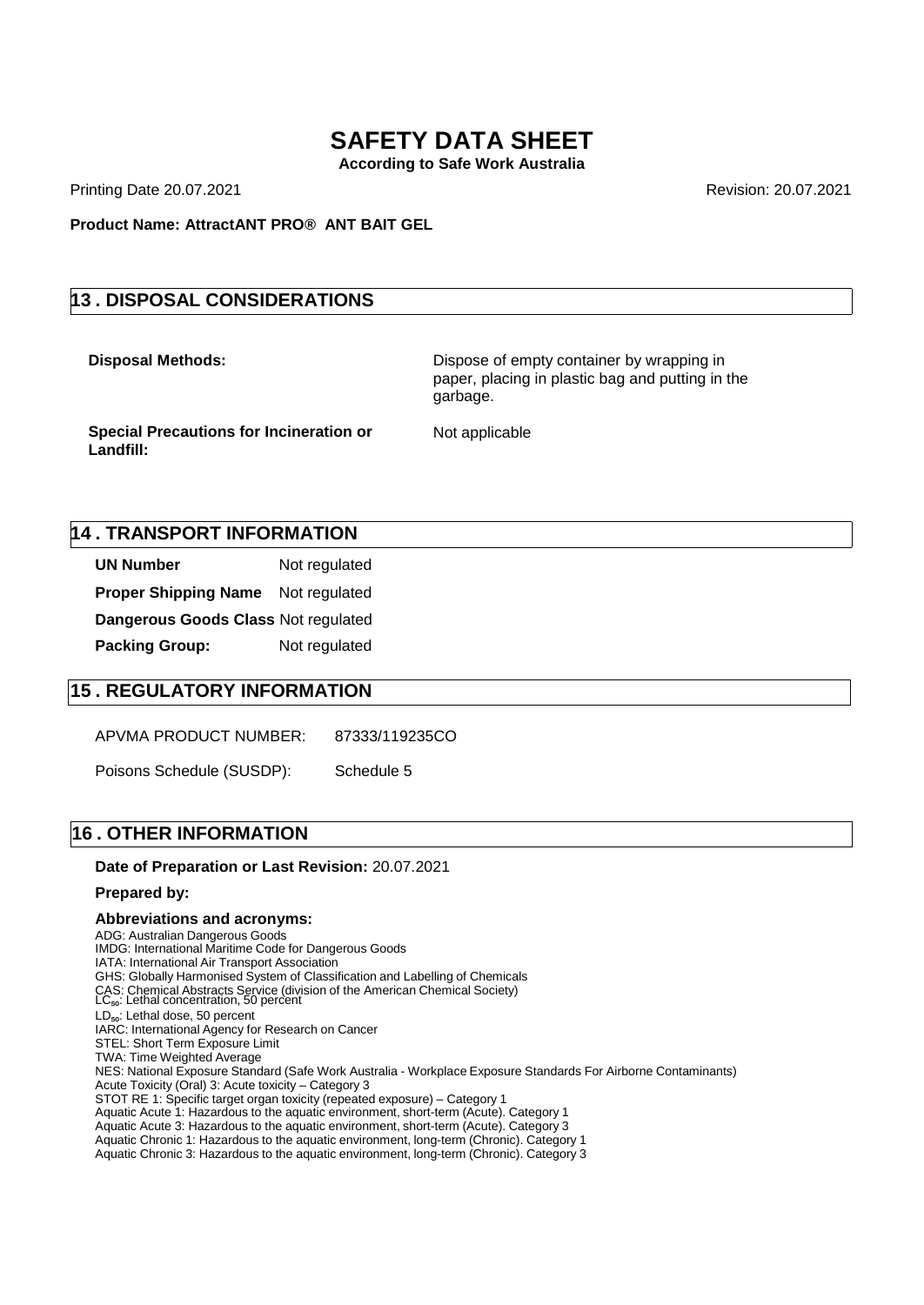# SAFETY DATA SHEET

**According to Safe Work Australia**

Printing Date 20.07.2021 Revision: 20.07.2021

**Product Name: AttractANT PRO® ANT BAIT GEL**

## 13 . DISPOSAL CONSIDERATIONS

| | |
|---|---|
| **Disposal Methods:** | Dispose of empty container by wrapping in paper, placing in plastic bag and putting in the garbage. |
| **Special Precautions for Incineration or Landfill:** | Not applicable |

## 14 . TRANSPORT INFORMATION

| | |
|---|---|
| **UN Number** | Not regulated |
| **Proper Shipping Name** | Not regulated |
| **Dangerous Goods Class** | Not regulated |
| **Packing Group:** | Not regulated |

## 15 . REGULATORY INFORMATION

| | |
|---|---|
| APVMA PRODUCT NUMBER: | 87333/119235CO |
| Poisons Schedule (SUSDP): | Schedule 5 |

## 16 . OTHER INFORMATION

**Date of Preparation or Last Revision:** 20.07.2021

**Prepared by:**

**Abbreviations and acronyms:**

ADG: Australian Dangerous Goods
IMDG: International Maritime Code for Dangerous Goods
IATA: International Air Transport Association
GHS: Globally Harmonised System of Classification and Labelling of Chemicals
CAS: Chemical Abstracts Service (division of the American Chemical Society)
$LC_{50}$: Lethal concentration, 50 percent
$LD_{50}$: Lethal dose, 50 percent
IARC: International Agency for Research on Cancer
STEL: Short Term Exposure Limit
TWA: Time Weighted Average
NES: National Exposure Standard (Safe Work Australia - Workplace Exposure Standards For Airborne Contaminants)
Acute Toxicity (Oral) 3: Acute toxicity – Category 3
STOT RE 1: Specific target organ toxicity (repeated exposure) – Category 1
Aquatic Acute 1: Hazardous to the aquatic environment, short-term (Acute). Category 1
Aquatic Acute 3: Hazardous to the aquatic environment, short-term (Acute). Category 3
Aquatic Chronic 1: Hazardous to the aquatic environment, long-term (Chronic). Category 1
Aquatic Chronic 3: Hazardous to the aquatic environment, long-term (Chronic). Category 3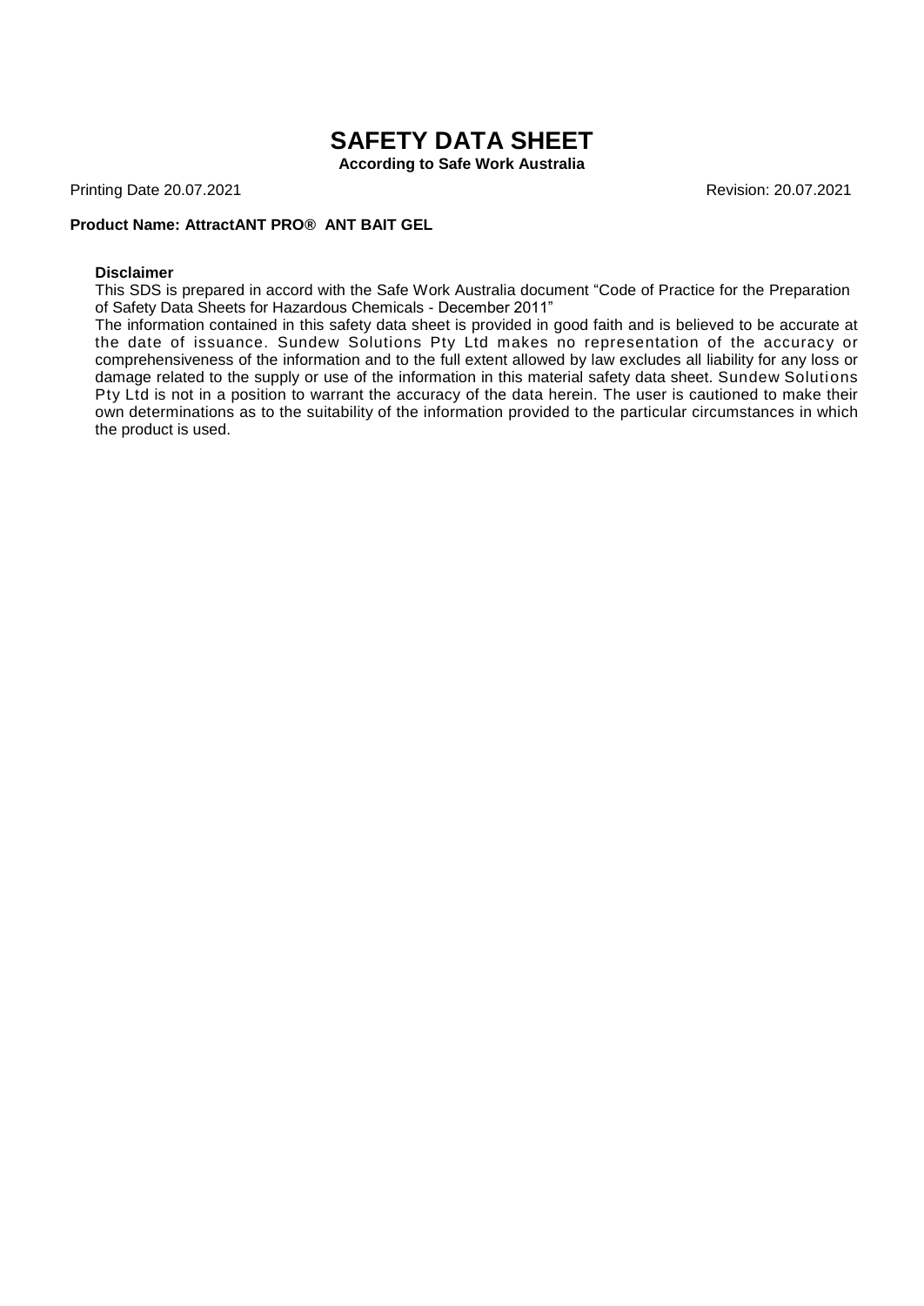# SAFETY DATA SHEET

**According to Safe Work Australia**

Printing Date 20.07.2021 Revision: 20.07.2021

**Product Name: AttractANT PRO® ANT BAIT GEL**

**Disclaimer**

This SDS is prepared in accord with the Safe Work Australia document "Code of Practice for the Preparation of Safety Data Sheets for Hazardous Chemicals - December 2011"

The information contained in this safety data sheet is provided in good faith and is believed to be accurate at the date of issuance. Sundew Solutions Pty Ltd makes no representation of the accuracy or comprehensiveness of the information and to the full extent allowed by law excludes all liability for any loss or damage related to the supply or use of the information in this material safety data sheet. Sundew Solutions Pty Ltd is not in a position to warrant the accuracy of the data herein. The user is cautioned to make their own determinations as to the suitability of the information provided to the particular circumstances in which the product is used.